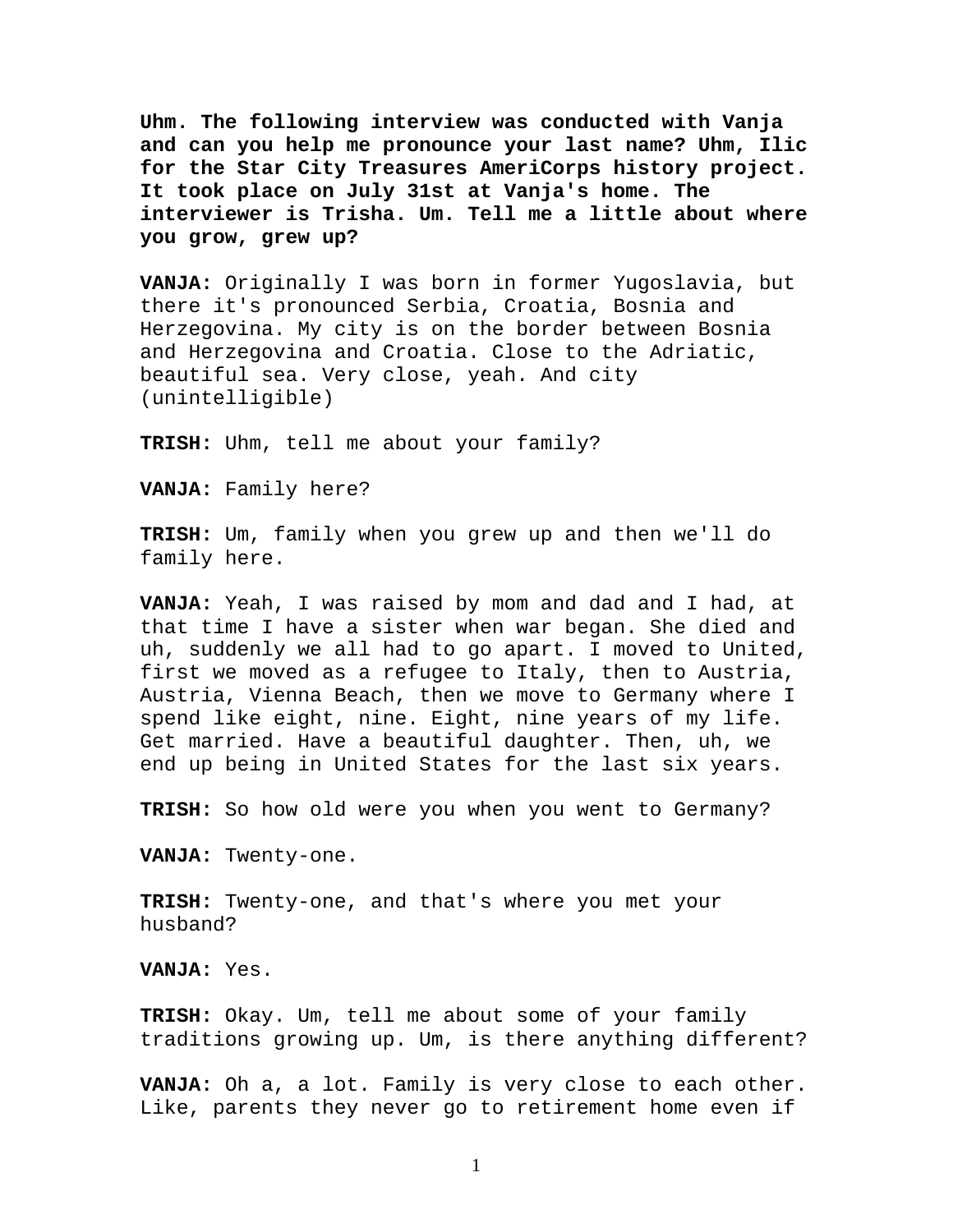**Uhm. The following interview was conducted with Vanja and can you help me pronounce your last name? Uhm, Ilic for the Star City Treasures AmeriCorps history project. It took place on July 31st at Vanja's home. The interviewer is Trisha. Um. Tell me a little about where you grow, grew up?**

**VANJA:** Originally I was born in former Yugoslavia, but there it's pronounced Serbia, Croatia, Bosnia and Herzegovina. My city is on the border between Bosnia and Herzegovina and Croatia. Close to the Adriatic, beautiful sea. Very close, yeah. And city (unintelligible)

**TRISH:** Uhm, tell me about your family?

**VANJA:** Family here?

**TRISH:** Um, family when you grew up and then we'll do family here.

**VANJA:** Yeah, I was raised by mom and dad and I had, at that time I have a sister when war began. She died and uh, suddenly we all had to go apart. I moved to United, first we moved as a refugee to Italy, then to Austria, Austria, Vienna Beach, then we move to Germany where I spend like eight, nine. Eight, nine years of my life. Get married. Have a beautiful daughter. Then, uh, we end up being in United States for the last six years.

**TRISH:** So how old were you when you went to Germany?

**VANJA:** Twenty-one.

**TRISH:** Twenty-one, and that's where you met your husband?

**VANJA:** Yes.

**TRISH:** Okay. Um, tell me about some of your family traditions growing up. Um, is there anything different?

**VANJA:** Oh a, a lot. Family is very close to each other. Like, parents they never go to retirement home even if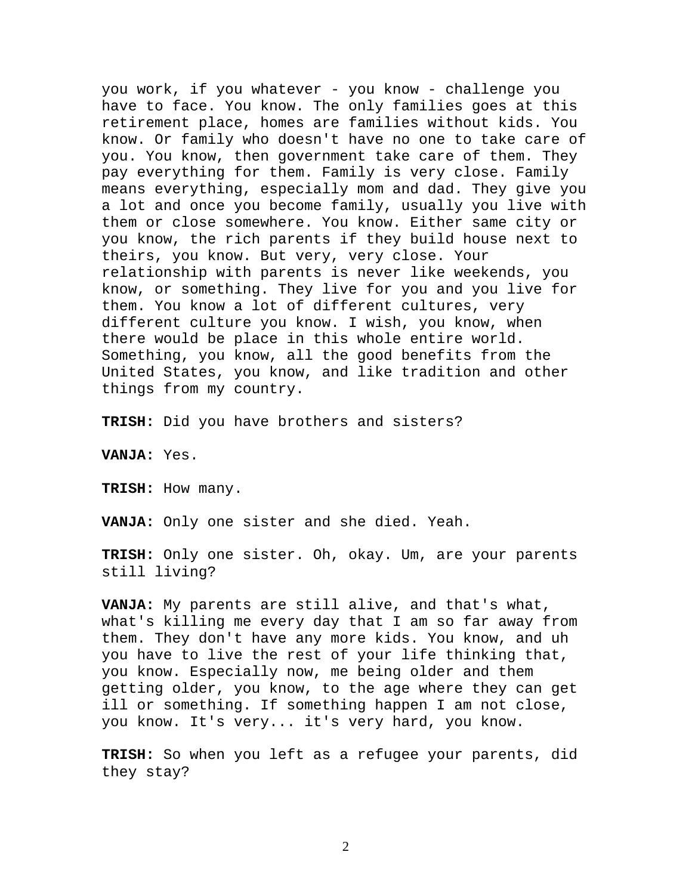you work, if you whatever - you know - challenge you have to face. You know. The only families goes at this retirement place, homes are families without kids. You know. Or family who doesn't have no one to take care of you. You know, then government take care of them. They pay everything for them. Family is very close. Family means everything, especially mom and dad. They give you a lot and once you become family, usually you live with them or close somewhere. You know. Either same city or you know, the rich parents if they build house next to theirs, you know. But very, very close. Your relationship with parents is never like weekends, you know, or something. They live for you and you live for them. You know a lot of different cultures, very different culture you know. I wish, you know, when there would be place in this whole entire world. Something, you know, all the good benefits from the United States, you know, and like tradition and other things from my country.

**TRISH:** Did you have brothers and sisters?

**VANJA:** Yes.

**TRISH:** How many.

**VANJA:** Only one sister and she died. Yeah.

**TRISH:** Only one sister. Oh, okay. Um, are your parents still living?

**VANJA:** My parents are still alive, and that's what, what's killing me every day that I am so far away from them. They don't have any more kids. You know, and uh you have to live the rest of your life thinking that, you know. Especially now, me being older and them getting older, you know, to the age where they can get ill or something. If something happen I am not close, you know. It's very... it's very hard, you know.

**TRISH:** So when you left as a refugee your parents, did they stay?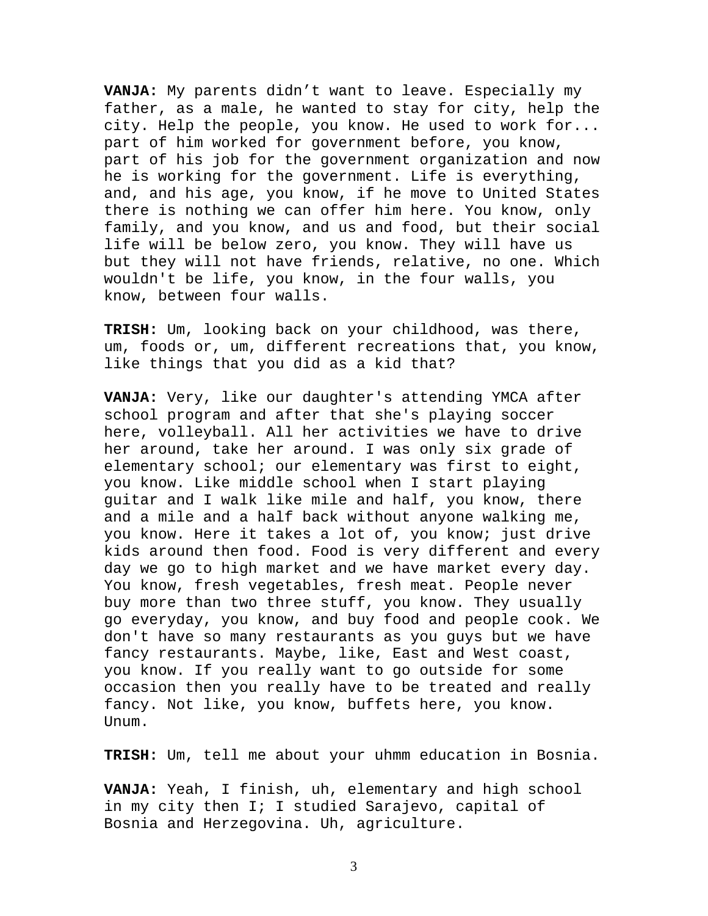**VANJA:** My parents didn't want to leave. Especially my father, as a male, he wanted to stay for city, help the city. Help the people, you know. He used to work for... part of him worked for government before, you know, part of his job for the government organization and now he is working for the government. Life is everything, and, and his age, you know, if he move to United States there is nothing we can offer him here. You know, only family, and you know, and us and food, but their social life will be below zero, you know. They will have us but they will not have friends, relative, no one. Which wouldn't be life, you know, in the four walls, you know, between four walls.

**TRISH:** Um, looking back on your childhood, was there, um, foods or, um, different recreations that, you know, like things that you did as a kid that?

**VANJA:** Very, like our daughter's attending YMCA after school program and after that she's playing soccer here, volleyball. All her activities we have to drive her around, take her around. I was only six grade of elementary school; our elementary was first to eight, you know. Like middle school when I start playing guitar and I walk like mile and half, you know, there and a mile and a half back without anyone walking me, you know. Here it takes a lot of, you know; just drive kids around then food. Food is very different and every day we go to high market and we have market every day. You know, fresh vegetables, fresh meat. People never buy more than two three stuff, you know. They usually go everyday, you know, and buy food and people cook. We don't have so many restaurants as you guys but we have fancy restaurants. Maybe, like, East and West coast, you know. If you really want to go outside for some occasion then you really have to be treated and really fancy. Not like, you know, buffets here, you know. Unum.

**TRISH:** Um, tell me about your uhmm education in Bosnia.

**VANJA:** Yeah, I finish, uh, elementary and high school in my city then I; I studied Sarajevo, capital of Bosnia and Herzegovina. Uh, agriculture.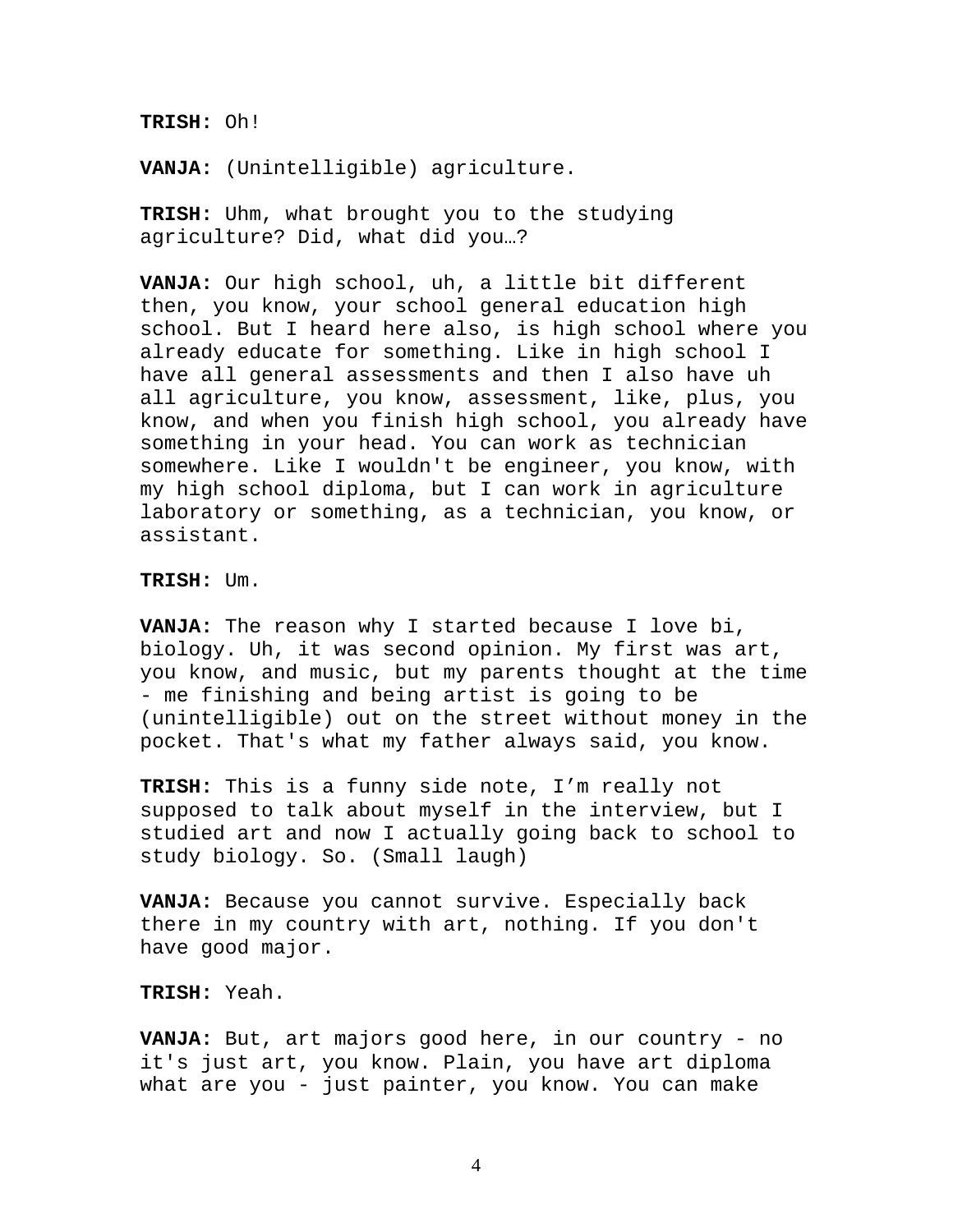**TRISH:** Oh!

**VANJA:** (Unintelligible) agriculture.

**TRISH:** Uhm, what brought you to the studying agriculture? Did, what did you…?

**VANJA:** Our high school, uh, a little bit different then, you know, your school general education high school. But I heard here also, is high school where you already educate for something. Like in high school I have all general assessments and then I also have uh all agriculture, you know, assessment, like, plus, you know, and when you finish high school, you already have something in your head. You can work as technician somewhere. Like I wouldn't be engineer, you know, with my high school diploma, but I can work in agriculture laboratory or something, as a technician, you know, or assistant.

**TRISH:** Um.

**VANJA:** The reason why I started because I love bi, biology. Uh, it was second opinion. My first was art, you know, and music, but my parents thought at the time - me finishing and being artist is going to be (unintelligible) out on the street without money in the pocket. That's what my father always said, you know.

**TRISH:** This is a funny side note, I'm really not supposed to talk about myself in the interview, but I studied art and now I actually going back to school to study biology. So. (Small laugh)

**VANJA:** Because you cannot survive. Especially back there in my country with art, nothing. If you don't have good major.

**TRISH:** Yeah.

**VANJA:** But, art majors good here, in our country - no it's just art, you know. Plain, you have art diploma what are you - just painter, you know. You can make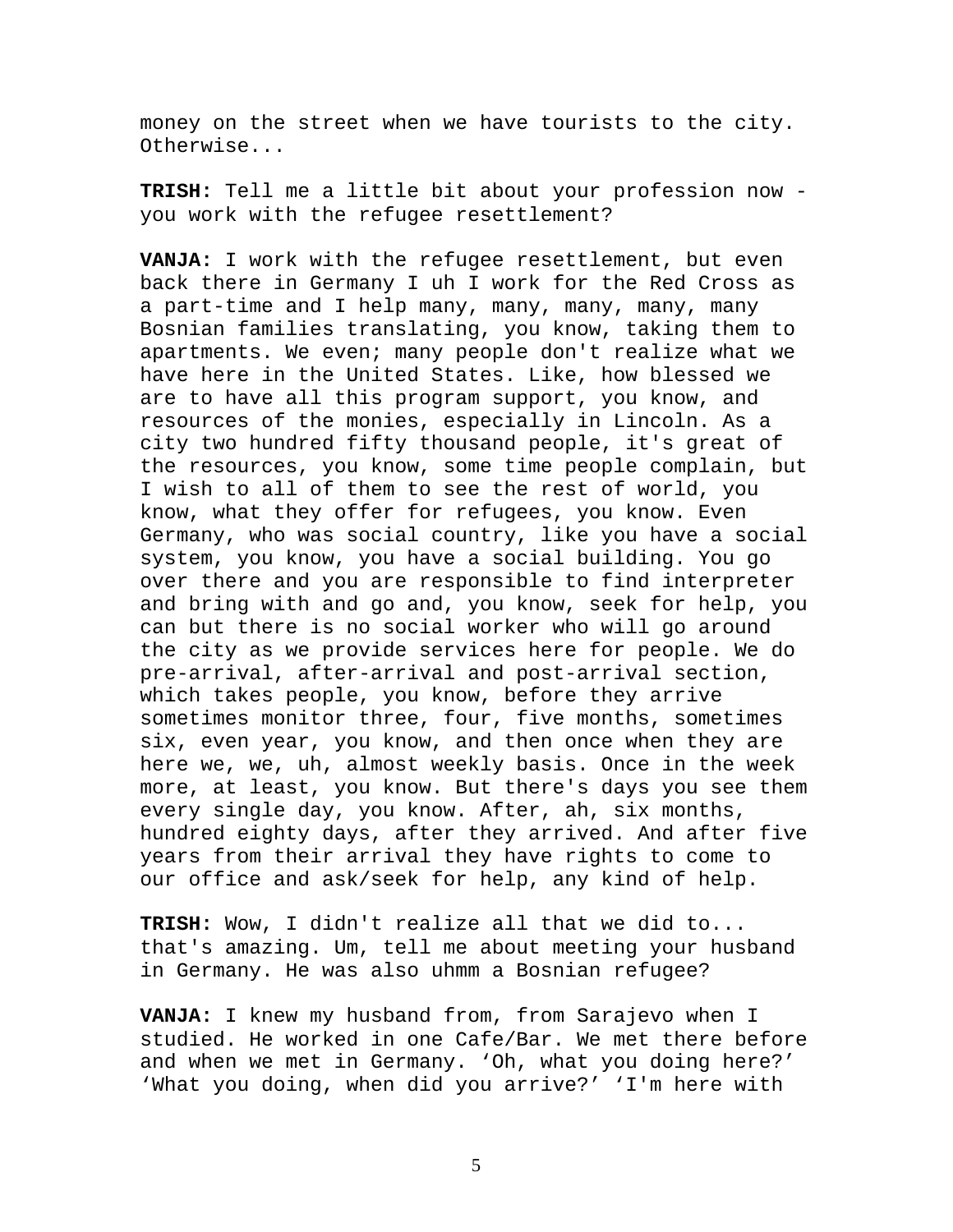money on the street when we have tourists to the city. Otherwise...

**TRISH:** Tell me a little bit about your profession now - you work with the refugee resettlement?

**VANJA:** I work with the refugee resettlement, but even back there in Germany I uh I work for the Red Cross as a part-time and I help many, many, many, many, many Bosnian families translating, you know, taking them to apartments. We even; many people don't realize what we have here in the United States. Like, how blessed we are to have all this program support, you know, and resources of the monies, especially in Lincoln. As a city two hundred fifty thousand people, it's great of the resources, you know, some time people complain, but I wish to all of them to see the rest of world, you know, what they offer for refugees, you know. Even Germany, who was social country, like you have a social system, you know, you have a social building. You go over there and you are responsible to find interpreter and bring with and go and, you know, seek for help, you can but there is no social worker who will go around the city as we provide services here for people. We do pre-arrival, after-arrival and post-arrival section, which takes people, you know, before they arrive sometimes monitor three, four, five months, sometimes six, even year, you know, and then once when they are here we, we, uh, almost weekly basis. Once in the week more, at least, you know. But there's days you see them every single day, you know. After, ah, six months, hundred eighty days, after they arrived. And after five years from their arrival they have rights to come to our office and ask/seek for help, any kind of help.

**TRISH:** Wow, I didn't realize all that we did to... that's amazing. Um, tell me about meeting your husband in Germany. He was also uhmm a Bosnian refugee?

**VANJA:** I knew my husband from, from Sarajevo when I studied. He worked in one Cafe/Bar. We met there before and when we met in Germany. 'Oh, what you doing here?' 'What you doing, when did you arrive?' 'I'm here with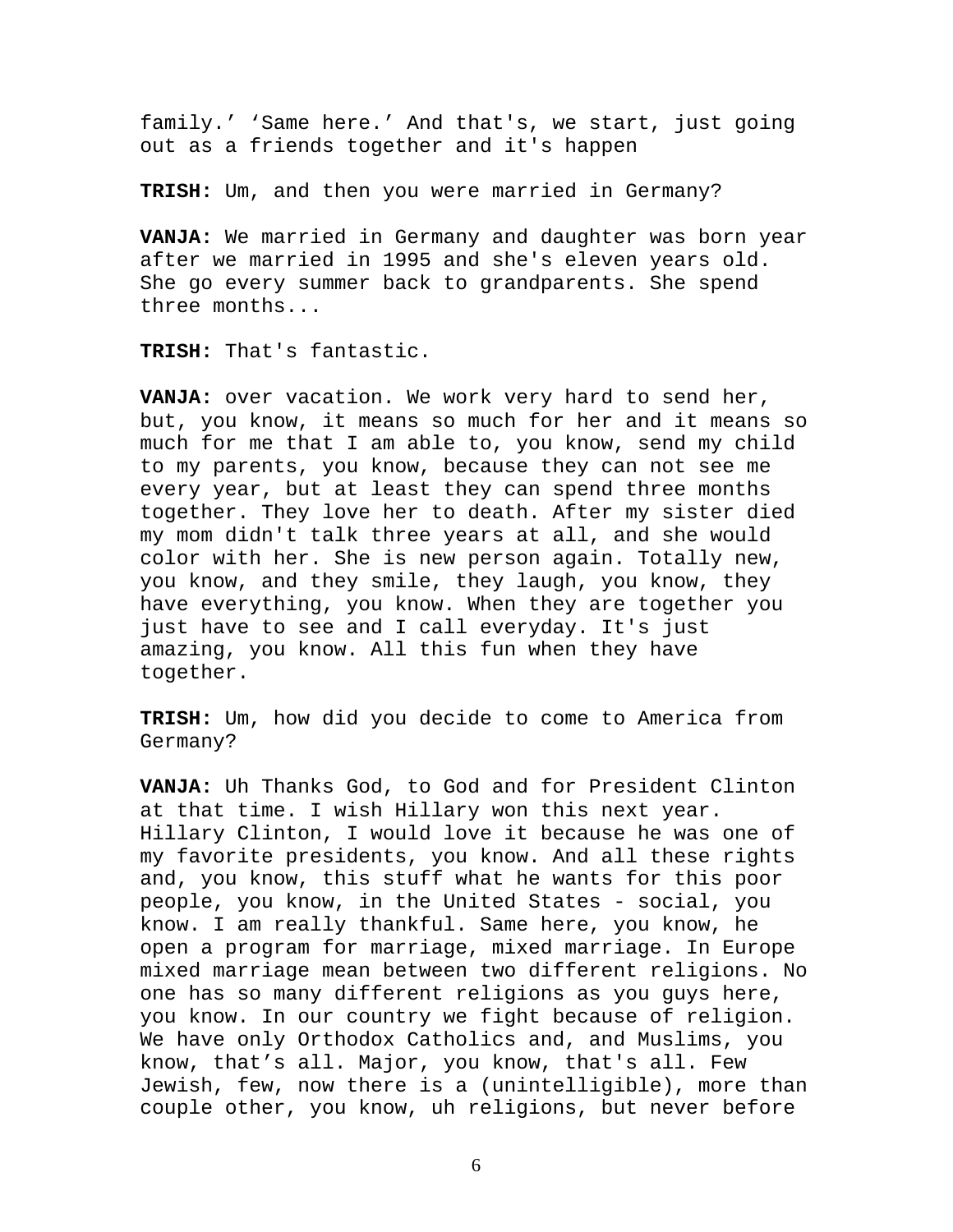family.’ ‘Same here.’ And that's, we start, just going out as a friends together and it's happen

**TRISH:** Um, and then you were married in Germany?

**VANJA:** We married in Germany and daughter was born year after we married in 1995 and she's eleven years old. She go every summer back to grandparents. She spend three months...

**TRISH:** That's fantastic.

**VANJA:** over vacation. We work very hard to send her, but, you know, it means so much for her and it means so much for me that I am able to, you know, send my child to my parents, you know, because they can not see me every year, but at least they can spend three months together. They love her to death. After my sister died my mom didn't talk three years at all, and she would color with her. She is new person again. Totally new, you know, and they smile, they laugh, you know, they have everything, you know. When they are together you just have to see and I call everyday. It's just amazing, you know. All this fun when they have together.

**TRISH:** Um, how did you decide to come to America from Germany?

**VANJA:** Uh Thanks God, to God and for President Clinton at that time. I wish Hillary won this next year. Hillary Clinton, I would love it because he was one of my favorite presidents, you know. And all these rights and, you know, this stuff what he wants for this poor people, you know, in the United States - social, you know. I am really thankful. Same here, you know, he open a program for marriage, mixed marriage. In Europe mixed marriage mean between two different religions. No one has so many different religions as you guys here, you know. In our country we fight because of religion. We have only Orthodox Catholics and, and Muslims, you know, that’s all. Major, you know, that's all. Few Jewish, few, now there is a (unintelligible), more than couple other, you know, uh religions, but never before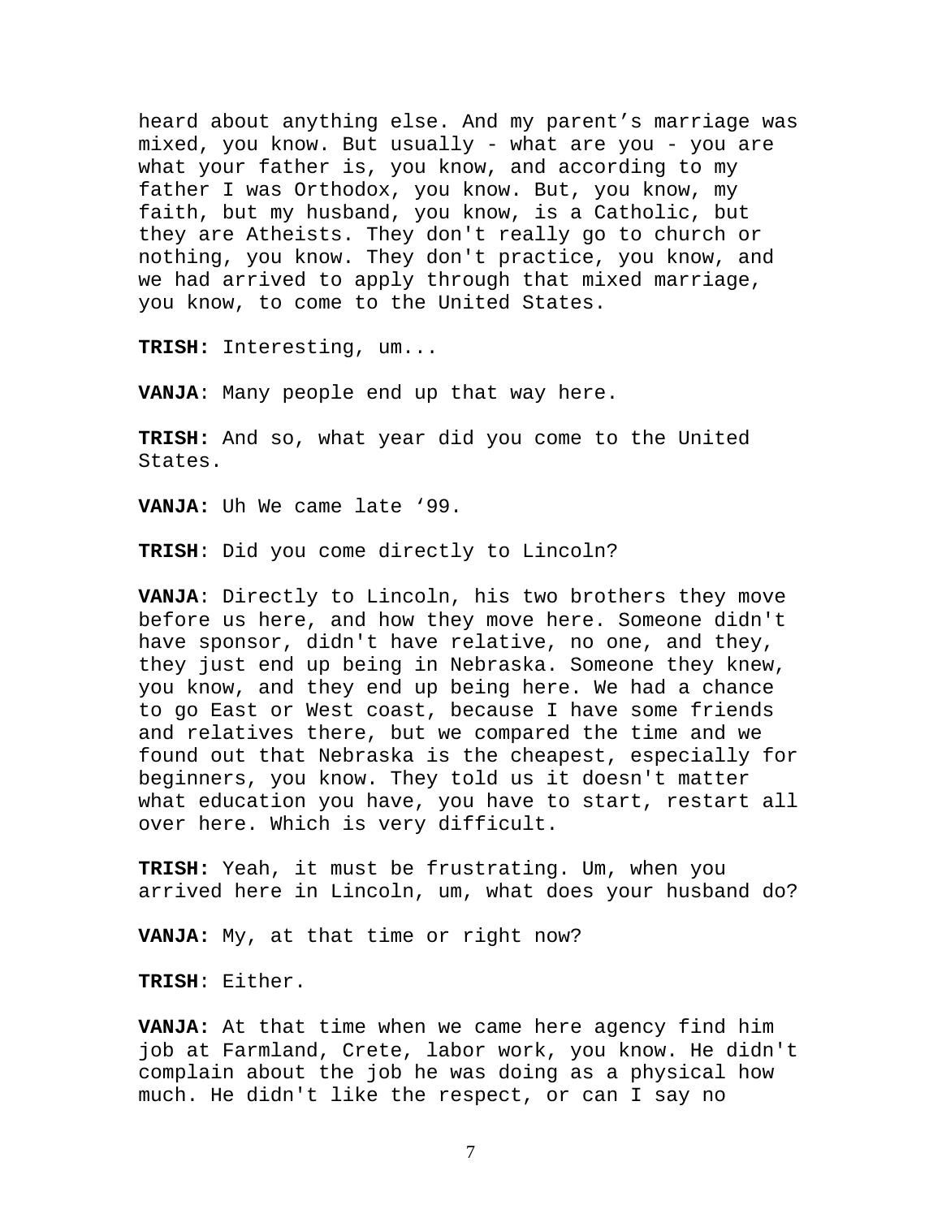heard about anything else. And my parent's marriage was mixed, you know. But usually - what are you - you are what your father is, you know, and according to my father I was Orthodox, you know. But, you know, my faith, but my husband, you know, is a Catholic, but they are Atheists. They don't really go to church or nothing, you know. They don't practice, you know, and we had arrived to apply through that mixed marriage, you know, to come to the United States.

**TRISH:** Interesting, um...

**VANJA**: Many people end up that way here.

**TRISH:** And so, what year did you come to the United States.

**VANJA:** Uh We came late '99.

**TRISH**: Did you come directly to Lincoln?

**VANJA**: Directly to Lincoln, his two brothers they move before us here, and how they move here. Someone didn't have sponsor, didn't have relative, no one, and they, they just end up being in Nebraska. Someone they knew, you know, and they end up being here. We had a chance to go East or West coast, because I have some friends and relatives there, but we compared the time and we found out that Nebraska is the cheapest, especially for beginners, you know. They told us it doesn't matter what education you have, you have to start, restart all over here. Which is very difficult.

**TRISH:** Yeah, it must be frustrating. Um, when you arrived here in Lincoln, um, what does your husband do?

**VANJA:** My, at that time or right now?

**TRISH**: Either.

**VANJA:** At that time when we came here agency find him job at Farmland, Crete, labor work, you know. He didn't complain about the job he was doing as a physical how much. He didn't like the respect, or can I say no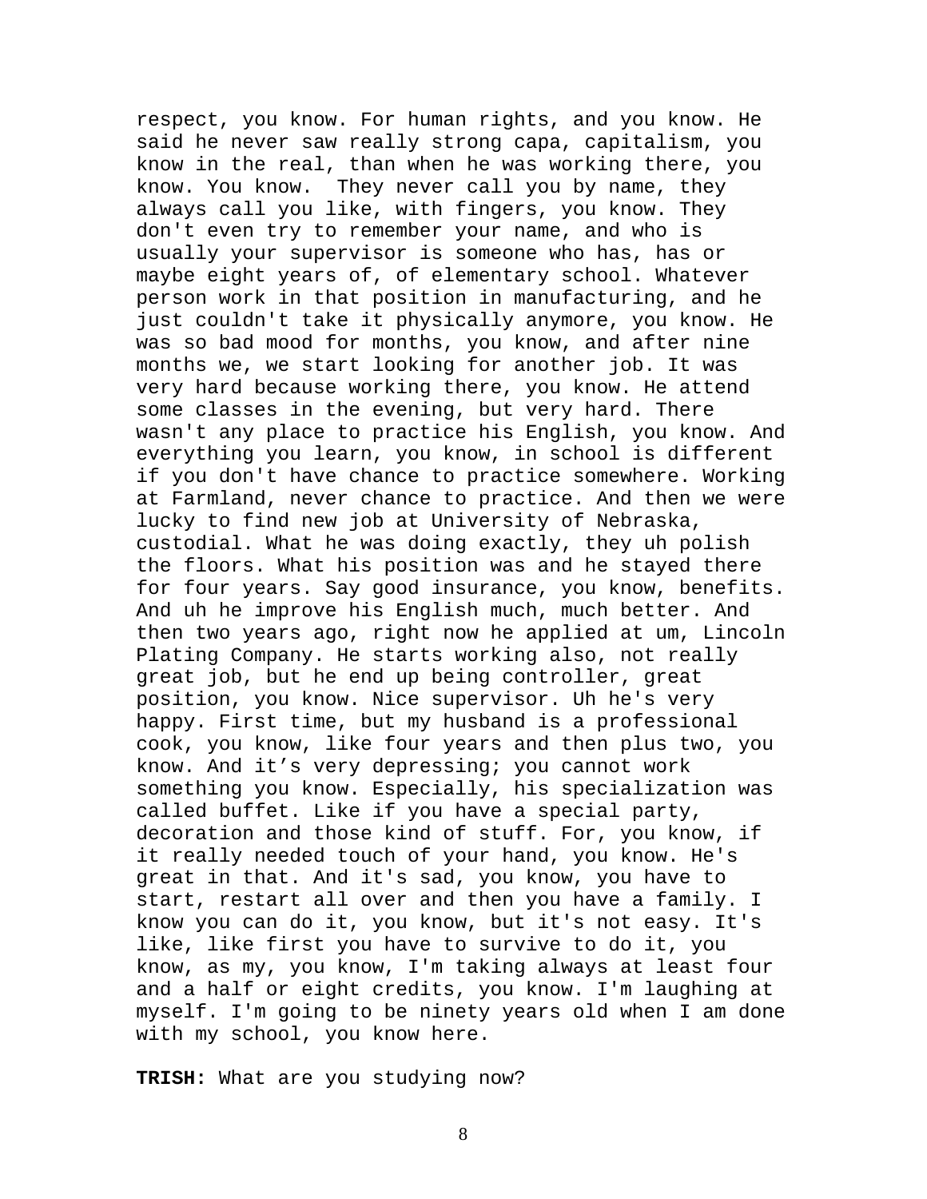respect, you know. For human rights, and you know. He said he never saw really strong capa, capitalism, you know in the real, than when he was working there, you know. You know. They never call you by name, they always call you like, with fingers, you know. They don't even try to remember your name, and who is usually your supervisor is someone who has, has or maybe eight years of, of elementary school. Whatever person work in that position in manufacturing, and he just couldn't take it physically anymore, you know. He was so bad mood for months, you know, and after nine months we, we start looking for another job. It was very hard because working there, you know. He attend some classes in the evening, but very hard. There wasn't any place to practice his English, you know. And everything you learn, you know, in school is different if you don't have chance to practice somewhere. Working at Farmland, never chance to practice. And then we were lucky to find new job at University of Nebraska, custodial. What he was doing exactly, they uh polish the floors. What his position was and he stayed there for four years. Say good insurance, you know, benefits. And uh he improve his English much, much better. And then two years ago, right now he applied at um, Lincoln Plating Company. He starts working also, not really great job, but he end up being controller, great position, you know. Nice supervisor. Uh he's very happy. First time, but my husband is a professional cook, you know, like four years and then plus two, you know. And it's very depressing; you cannot work something you know. Especially, his specialization was called buffet. Like if you have a special party, decoration and those kind of stuff. For, you know, if it really needed touch of your hand, you know. He's great in that. And it's sad, you know, you have to start, restart all over and then you have a family. I know you can do it, you know, but it's not easy. It's like, like first you have to survive to do it, you know, as my, you know, I'm taking always at least four and a half or eight credits, you know. I'm laughing at myself. I'm going to be ninety years old when I am done with my school, you know here.

**TRISH:** What are you studying now?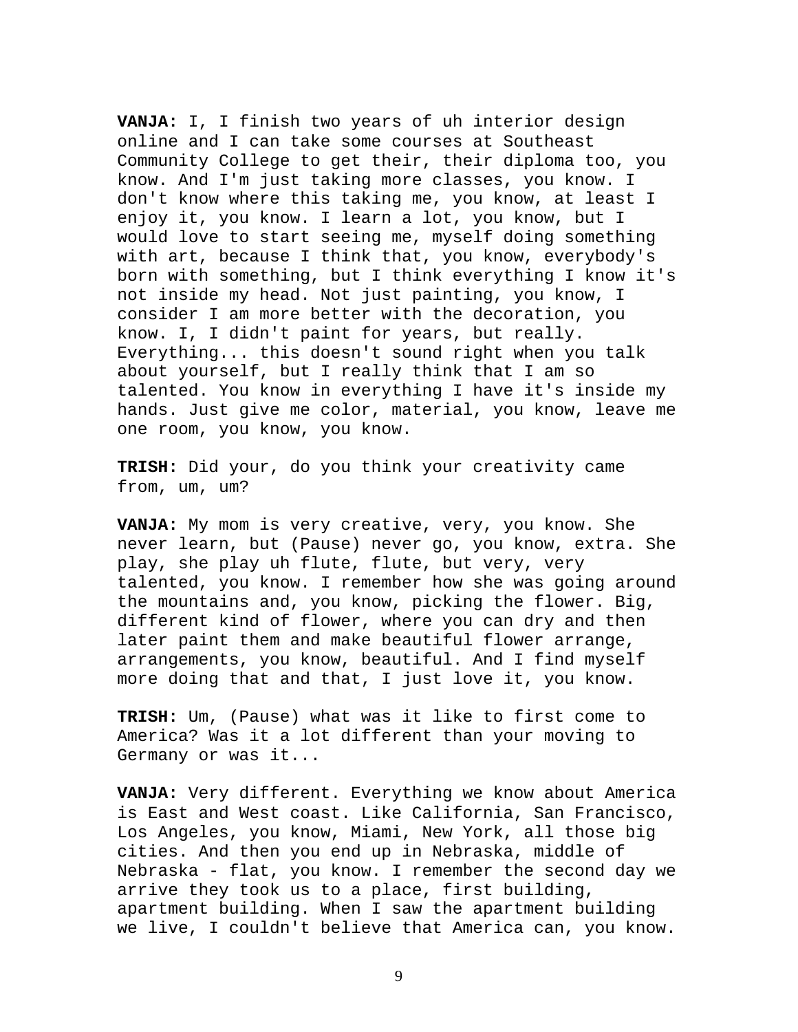**VANJA:** I, I finish two years of uh interior design online and I can take some courses at Southeast Community College to get their, their diploma too, you know. And I'm just taking more classes, you know. I don't know where this taking me, you know, at least I enjoy it, you know. I learn a lot, you know, but I would love to start seeing me, myself doing something with art, because I think that, you know, everybody's born with something, but I think everything I know it's not inside my head. Not just painting, you know, I consider I am more better with the decoration, you know. I, I didn't paint for years, but really. Everything... this doesn't sound right when you talk about yourself, but I really think that I am so talented. You know in everything I have it's inside my hands. Just give me color, material, you know, leave me one room, you know, you know.

**TRISH:** Did your, do you think your creativity came from, um, um?

**VANJA:** My mom is very creative, very, you know. She never learn, but (Pause) never go, you know, extra. She play, she play uh flute, flute, but very, very talented, you know. I remember how she was going around the mountains and, you know, picking the flower. Big, different kind of flower, where you can dry and then later paint them and make beautiful flower arrange, arrangements, you know, beautiful. And I find myself more doing that and that, I just love it, you know.

**TRISH:** Um, (Pause) what was it like to first come to America? Was it a lot different than your moving to Germany or was it...

**VANJA:** Very different. Everything we know about America is East and West coast. Like California, San Francisco, Los Angeles, you know, Miami, New York, all those big cities. And then you end up in Nebraska, middle of Nebraska - flat, you know. I remember the second day we arrive they took us to a place, first building, apartment building. When I saw the apartment building we live, I couldn't believe that America can, you know.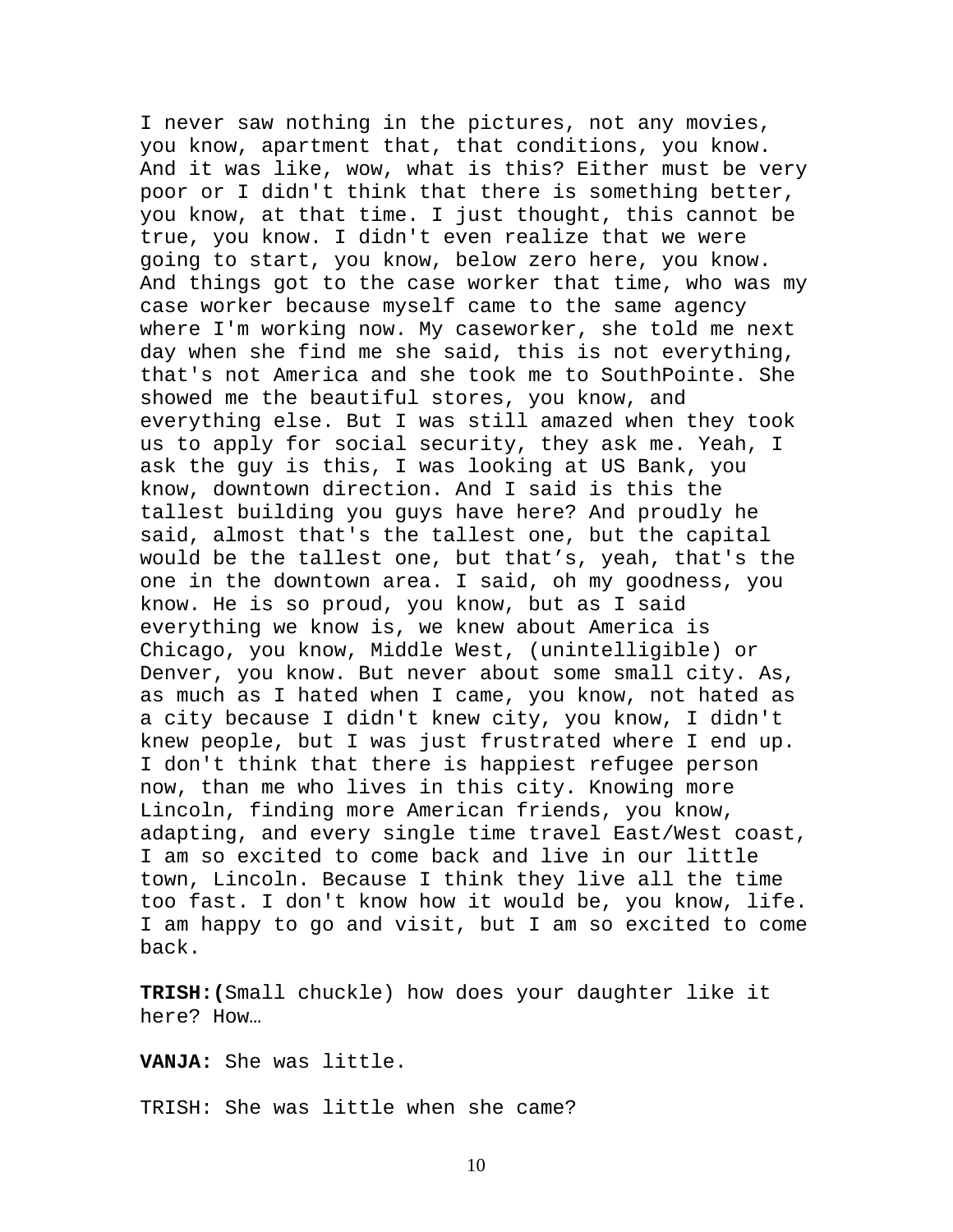I never saw nothing in the pictures, not any movies, you know, apartment that, that conditions, you know. And it was like, wow, what is this? Either must be very poor or I didn't think that there is something better, you know, at that time. I just thought, this cannot be true, you know. I didn't even realize that we were going to start, you know, below zero here, you know. And things got to the case worker that time, who was my case worker because myself came to the same agency where I'm working now. My caseworker, she told me next day when she find me she said, this is not everything, that's not America and she took me to SouthPointe. She showed me the beautiful stores, you know, and everything else. But I was still amazed when they took us to apply for social security, they ask me. Yeah, I ask the guy is this, I was looking at US Bank, you know, downtown direction. And I said is this the tallest building you guys have here? And proudly he said, almost that's the tallest one, but the capital would be the tallest one, but that's, yeah, that's the one in the downtown area. I said, oh my goodness, you know. He is so proud, you know, but as I said everything we know is, we knew about America is Chicago, you know, Middle West, (unintelligible) or Denver, you know. But never about some small city. As, as much as I hated when I came, you know, not hated as a city because I didn't knew city, you know, I didn't knew people, but I was just frustrated where I end up. I don't think that there is happiest refugee person now, than me who lives in this city. Knowing more Lincoln, finding more American friends, you know, adapting, and every single time travel East/West coast, I am so excited to come back and live in our little town, Lincoln. Because I think they live all the time too fast. I don't know how it would be, you know, life. I am happy to go and visit, but I am so excited to come back.

**TRISH:(**Small chuckle) how does your daughter like it here? How…

**VANJA:** She was little.

TRISH: She was little when she came?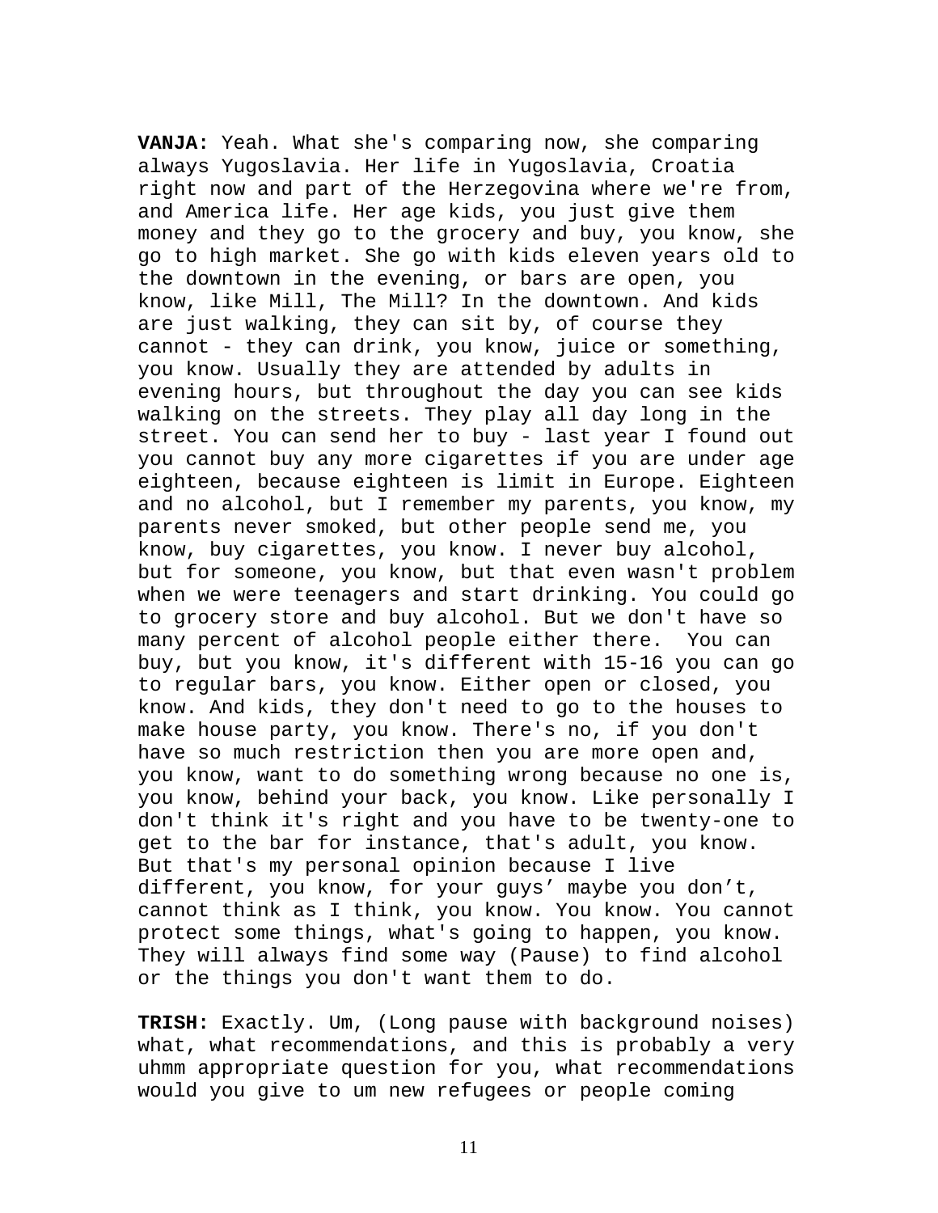**VANJA:** Yeah. What she's comparing now, she comparing always Yugoslavia. Her life in Yugoslavia, Croatia right now and part of the Herzegovina where we're from, and America life. Her age kids, you just give them money and they go to the grocery and buy, you know, she go to high market. She go with kids eleven years old to the downtown in the evening, or bars are open, you know, like Mill, The Mill? In the downtown. And kids are just walking, they can sit by, of course they cannot - they can drink, you know, juice or something, you know. Usually they are attended by adults in evening hours, but throughout the day you can see kids walking on the streets. They play all day long in the street. You can send her to buy - last year I found out you cannot buy any more cigarettes if you are under age eighteen, because eighteen is limit in Europe. Eighteen and no alcohol, but I remember my parents, you know, my parents never smoked, but other people send me, you know, buy cigarettes, you know. I never buy alcohol, but for someone, you know, but that even wasn't problem when we were teenagers and start drinking. You could go to grocery store and buy alcohol. But we don't have so many percent of alcohol people either there. You can buy, but you know, it's different with 15-16 you can go to regular bars, you know. Either open or closed, you know. And kids, they don't need to go to the houses to make house party, you know. There's no, if you don't have so much restriction then you are more open and, you know, want to do something wrong because no one is, you know, behind your back, you know. Like personally I don't think it's right and you have to be twenty-one to get to the bar for instance, that's adult, you know. But that's my personal opinion because I live different, you know, for your guys' maybe you don't, cannot think as I think, you know. You know. You cannot protect some things, what's going to happen, you know. They will always find some way (Pause) to find alcohol or the things you don't want them to do.

**TRISH:** Exactly. Um, (Long pause with background noises) what, what recommendations, and this is probably a very uhmm appropriate question for you, what recommendations would you give to um new refugees or people coming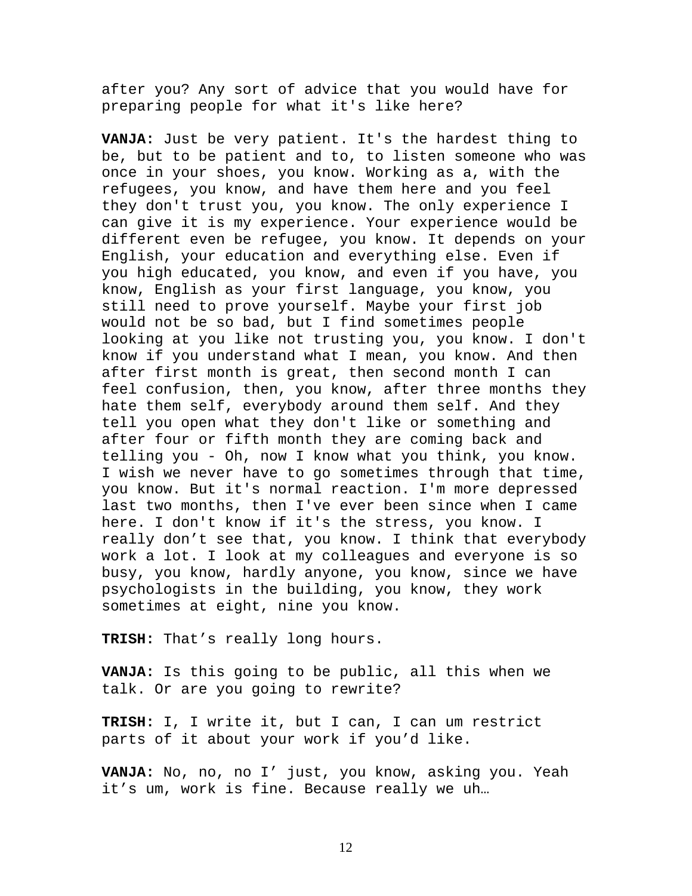after you? Any sort of advice that you would have for preparing people for what it's like here?

**VANJA:** Just be very patient. It's the hardest thing to be, but to be patient and to, to listen someone who was once in your shoes, you know. Working as a, with the refugees, you know, and have them here and you feel they don't trust you, you know. The only experience I can give it is my experience. Your experience would be different even be refugee, you know. It depends on your English, your education and everything else. Even if you high educated, you know, and even if you have, you know, English as your first language, you know, you still need to prove yourself. Maybe your first job would not be so bad, but I find sometimes people looking at you like not trusting you, you know. I don't know if you understand what I mean, you know. And then after first month is great, then second month I can feel confusion, then, you know, after three months they hate them self, everybody around them self. And they tell you open what they don't like or something and after four or fifth month they are coming back and telling you - Oh, now I know what you think, you know. I wish we never have to go sometimes through that time, you know. But it's normal reaction. I'm more depressed last two months, then I've ever been since when I came here. I don't know if it's the stress, you know. I really don't see that, you know. I think that everybody work a lot. I look at my colleagues and everyone is so busy, you know, hardly anyone, you know, since we have psychologists in the building, you know, they work sometimes at eight, nine you know.

**TRISH:** That's really long hours.

**VANJA:** Is this going to be public, all this when we talk. Or are you going to rewrite?

**TRISH:** I, I write it, but I can, I can um restrict parts of it about your work if you'd like.

**VANJA:** No, no, no I' just, you know, asking you. Yeah it's um, work is fine. Because really we uh…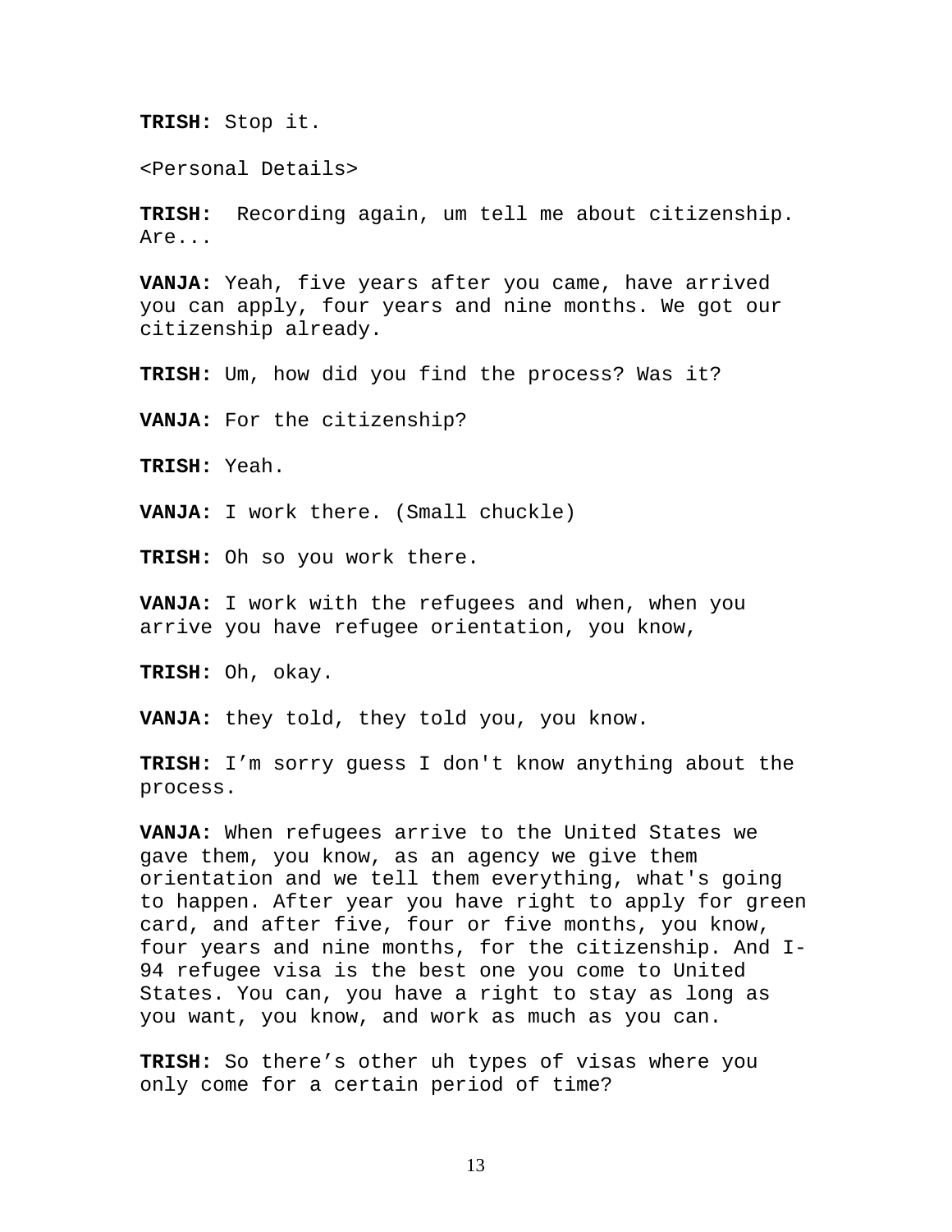**TRISH:** Stop it.

<Personal Details>

**TRISH:**  Recording again, um tell me about citizenship. Are...

**VANJA:** Yeah, five years after you came, have arrived you can apply, four years and nine months. We got our citizenship already.

**TRISH:** Um, how did you find the process? Was it?

**VANJA:** For the citizenship?

**TRISH:** Yeah.

**VANJA:** I work there. (Small chuckle)

**TRISH:** Oh so you work there.

**VANJA:** I work with the refugees and when, when you arrive you have refugee orientation, you know,

**TRISH:** Oh, okay.

**VANJA:** they told, they told you, you know.

**TRISH:** I'm sorry guess I don't know anything about the process.

**VANJA:** When refugees arrive to the United States we gave them, you know, as an agency we give them orientation and we tell them everything, what's going to happen. After year you have right to apply for green card, and after five, four or five months, you know, four years and nine months, for the citizenship. And I-94 refugee visa is the best one you come to United States. You can, you have a right to stay as long as you want, you know, and work as much as you can.

**TRISH:** So there's other uh types of visas where you only come for a certain period of time?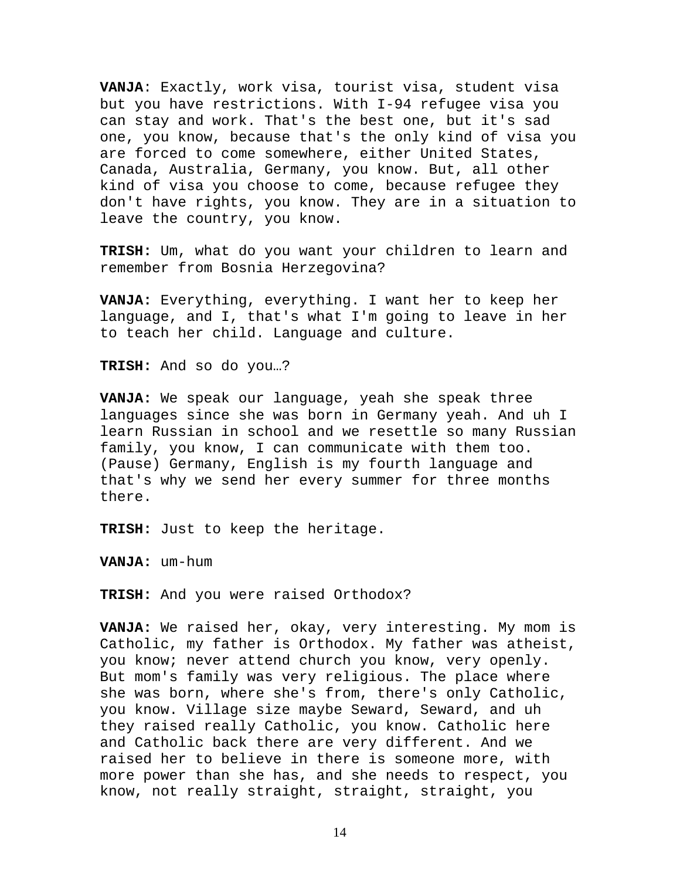**VANJA**: Exactly, work visa, tourist visa, student visa but you have restrictions. With I-94 refugee visa you can stay and work. That's the best one, but it's sad one, you know, because that's the only kind of visa you are forced to come somewhere, either United States, Canada, Australia, Germany, you know. But, all other kind of visa you choose to come, because refugee they don't have rights, you know. They are in a situation to leave the country, you know.

**TRISH:** Um, what do you want your children to learn and remember from Bosnia Herzegovina?

**VANJA:** Everything, everything. I want her to keep her language, and I, that's what I'm going to leave in her to teach her child. Language and culture.

**TRISH:** And so do you…?

**VANJA:** We speak our language, yeah she speak three languages since she was born in Germany yeah. And uh I learn Russian in school and we resettle so many Russian family, you know, I can communicate with them too. (Pause) Germany, English is my fourth language and that's why we send her every summer for three months there.

**TRISH:** Just to keep the heritage.

**VANJA:** um-hum

**TRISH:** And you were raised Orthodox?

**VANJA:** We raised her, okay, very interesting. My mom is Catholic, my father is Orthodox. My father was atheist, you know; never attend church you know, very openly. But mom's family was very religious. The place where she was born, where she's from, there's only Catholic, you know. Village size maybe Seward, Seward, and uh they raised really Catholic, you know. Catholic here and Catholic back there are very different. And we raised her to believe in there is someone more, with more power than she has, and she needs to respect, you know, not really straight, straight, straight, you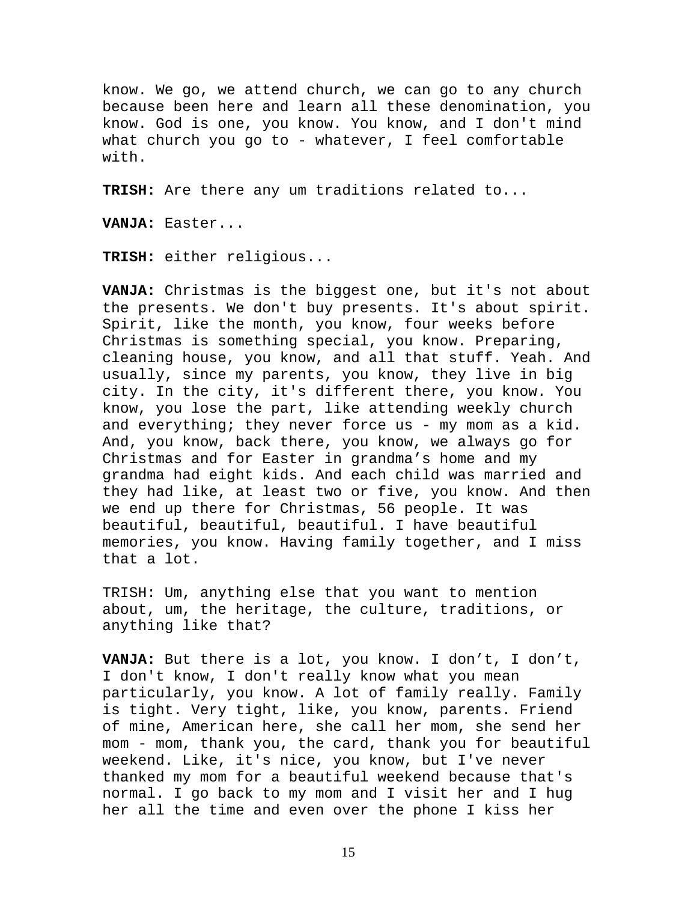know. We go, we attend church, we can go to any church because been here and learn all these denomination, you know. God is one, you know. You know, and I don't mind what church you go to - whatever, I feel comfortable with.

**TRISH:** Are there any um traditions related to...

**VANJA:** Easter...

**TRISH:** either religious...

**VANJA:** Christmas is the biggest one, but it's not about the presents. We don't buy presents. It's about spirit. Spirit, like the month, you know, four weeks before Christmas is something special, you know. Preparing, cleaning house, you know, and all that stuff. Yeah. And usually, since my parents, you know, they live in big city. In the city, it's different there, you know. You know, you lose the part, like attending weekly church and everything; they never force us - my mom as a kid. And, you know, back there, you know, we always go for Christmas and for Easter in grandma's home and my grandma had eight kids. And each child was married and they had like, at least two or five, you know. And then we end up there for Christmas, 56 people. It was beautiful, beautiful, beautiful. I have beautiful memories, you know. Having family together, and I miss that a lot.

TRISH: Um, anything else that you want to mention about, um, the heritage, the culture, traditions, or anything like that?

**VANJA:** But there is a lot, you know. I don't, I don't, I don't know, I don't really know what you mean particularly, you know. A lot of family really. Family is tight. Very tight, like, you know, parents. Friend of mine, American here, she call her mom, she send her mom - mom, thank you, the card, thank you for beautiful weekend. Like, it's nice, you know, but I've never thanked my mom for a beautiful weekend because that's normal. I go back to my mom and I visit her and I hug her all the time and even over the phone I kiss her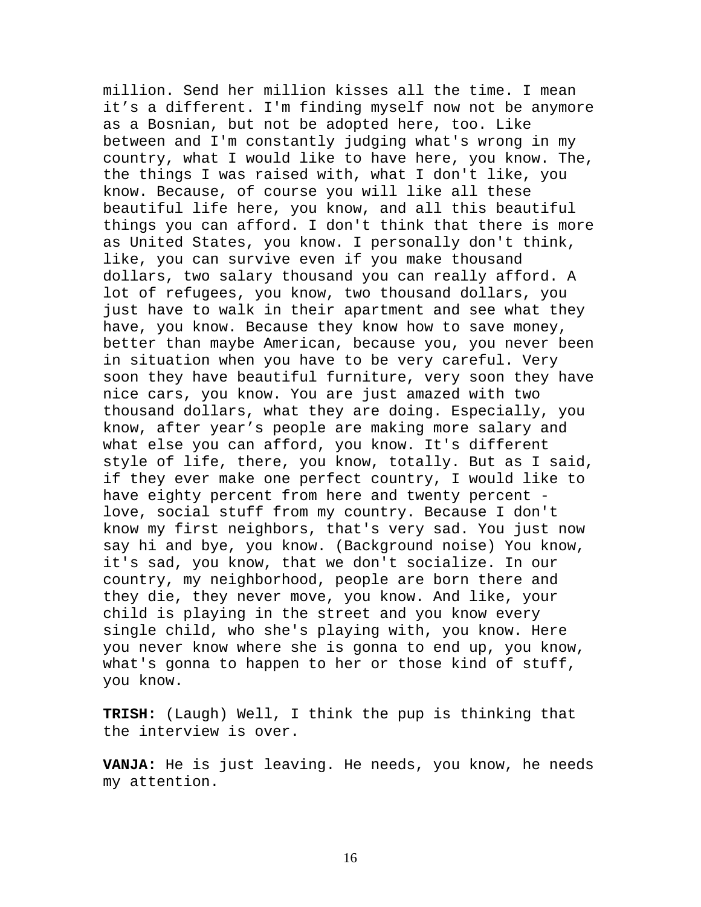million. Send her million kisses all the time. I mean it's a different. I'm finding myself now not be anymore as a Bosnian, but not be adopted here, too. Like between and I'm constantly judging what's wrong in my country, what I would like to have here, you know. The, the things I was raised with, what I don't like, you know. Because, of course you will like all these beautiful life here, you know, and all this beautiful things you can afford. I don't think that there is more as United States, you know. I personally don't think, like, you can survive even if you make thousand dollars, two salary thousand you can really afford. A lot of refugees, you know, two thousand dollars, you just have to walk in their apartment and see what they have, you know. Because they know how to save money, better than maybe American, because you, you never been in situation when you have to be very careful. Very soon they have beautiful furniture, very soon they have nice cars, you know. You are just amazed with two thousand dollars, what they are doing. Especially, you know, after year's people are making more salary and what else you can afford, you know. It's different style of life, there, you know, totally. But as I said, if they ever make one perfect country, I would like to have eighty percent from here and twenty percent - love, social stuff from my country. Because I don't know my first neighbors, that's very sad. You just now say hi and bye, you know. (Background noise) You know, it's sad, you know, that we don't socialize. In our country, my neighborhood, people are born there and they die, they never move, you know. And like, your child is playing in the street and you know every single child, who she's playing with, you know. Here you never know where she is gonna to end up, you know, what's gonna to happen to her or those kind of stuff, you know.

**TRISH:** (Laugh) Well, I think the pup is thinking that the interview is over.

**VANJA:** He is just leaving. He needs, you know, he needs my attention.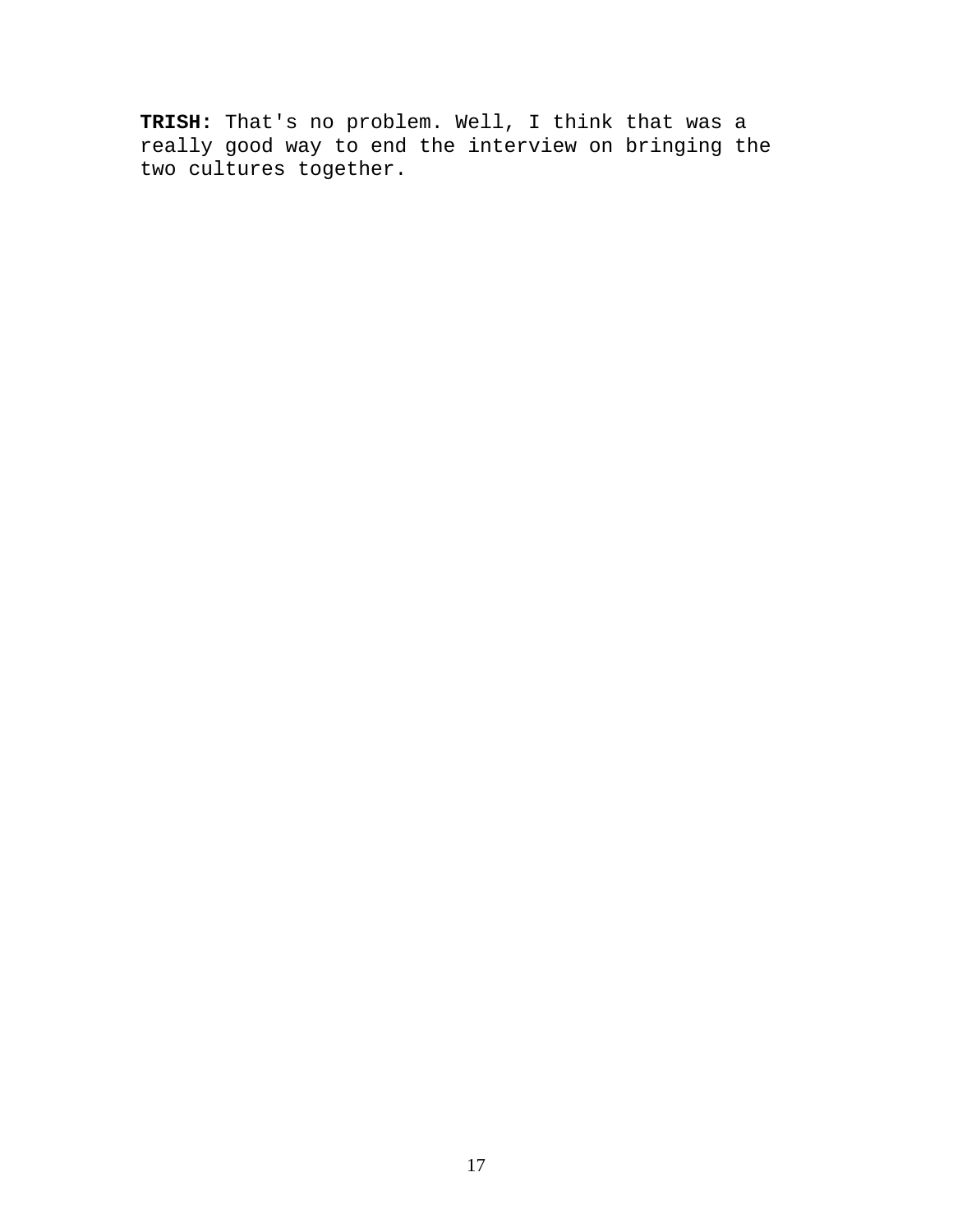**TRISH:** That's no problem. Well, I think that was a really good way to end the interview on bringing the two cultures together.